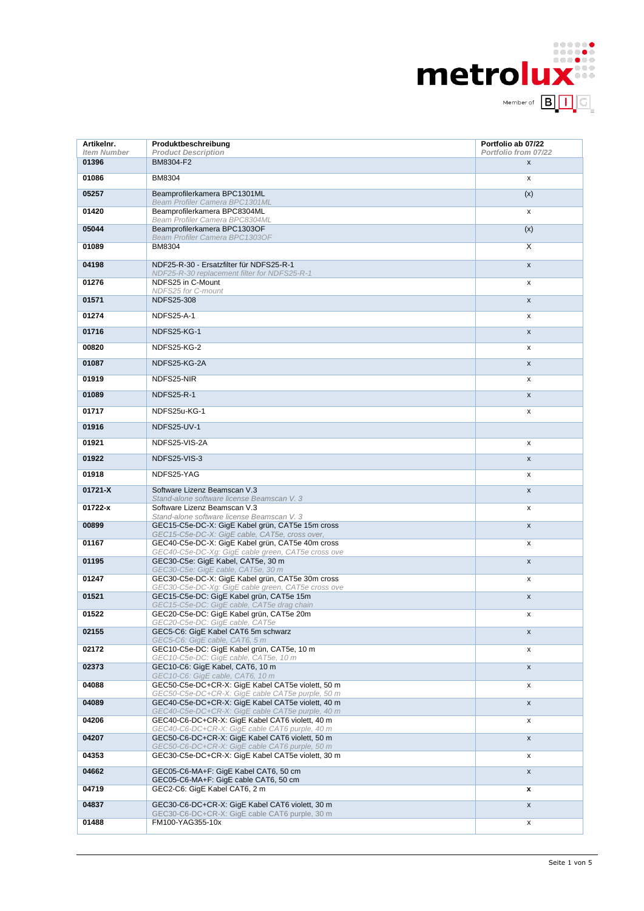| Artikelnr. *Item Number* | Produktbeschreibung *Product Description* | Portfolio ab 07/22 *Portfolio from 07/22* |
|---|---|---|
| 01396 | BM8304-F2 | x |
| 01086 | BM8304 | x |
| 05257 | Beamprofilerkamera BPC1301ML *Beam Profiler Camera BPC1301ML* | (x) |
| 01420 | Beamprofilerkamera BPC8304ML *Beam Profiler Camera BPC8304ML* | x |
| 05044 | Beamprofilerkamera BPC1303OF *Beam Profiler Camera BPC1303OF* | (x) |
| 01089 | BM8304 | X |
| 04198 | NDF25-R-30 - Ersatzfilter für NDFS25-R-1 *NDF25-R-30 replacement filter for NDFS25-R-1* | x |
| 01276 | NDFS25 in C-Mount *NDFS25 for C-mount* | x |
| 01571 | NDFS25-308 | x |
| 01274 | NDFS25-A-1 | x |
| 01716 | NDFS25-KG-1 | x |
| 00820 | NDFS25-KG-2 | x |
| 01087 | NDFS25-KG-2A | x |
| 01919 | NDFS25-NIR | x |
| 01089 | NDFS25-R-1 | x |
| 01717 | NDFS25u-KG-1 | x |
| 01916 | NDFS25-UV-1 | |
| 01921 | NDFS25-VIS-2A | x |
| 01922 | NDFS25-VIS-3 | x |
| 01918 | NDFS25-YAG | x |
| 01721-X | Software Lizenz Beamscan V.3 *Stand-alone software license Beamscan V. 3* | x |
| 01722-x | Software Lizenz Beamscan V.3 *Stand-alone software license Beamscan V. 3* | x |
| 00899 | GEC15-C5e-DC-X: GigE Kabel grün, CAT5e 15m cross *GEC15-C5e-DC-X: GigE cable, CAT5e, cross over,* | x |
| 01167 | GEC40-C5e-DC-X: GigE Kabel grün, CAT5e 40m cross *GEC40-C5e-DC-Xg: GigE cable green, CAT5e cross ove* | x |
| 01195 | GEC30-C5e: GigE Kabel, CAT5e, 30 m *GEC30-C5e: GigE cable, CAT5e, 30 m* | x |
| 01247 | GEC30-C5e-DC-X: GigE Kabel grün, CAT5e 30m cross *GEC30-C5e-DC-Xg: GigE cable green, CAT5e cross ove* | x |
| 01521 | GEC15-C5e-DC: GigE Kabel grün, CAT5e 15m *GEC15-C5e-DC: GigE cable, CAT5e drag chain* | x |
| 01522 | GEC20-C5e-DC: GigE Kabel grün, CAT5e 20m *GEC20-C5e-DC: GigE cable, CAT5e* | x |
| 02155 | GEC5-C6: GigE Kabel CAT6 5m schwarz *GEC5-C6: GigE cable, CAT6, 5 m* | x |
| 02172 | GEC10-C5e-DC: GigE Kabel grün, CAT5e, 10 m *GEC10-C5e-DC: GigE cable, CAT5e, 10 m* | x |
| 02373 | GEC10-C6: GigE Kabel, CAT6, 10 m *GEC10-C6: GigE cable, CAT6, 10 m* | x |
| 04088 | GEC50-C5e-DC+CR-X: GigE Kabel CAT5e violett, 50 m *GEC50-C5e-DC+CR-X: GigE cable CAT5e purple, 50 m* | x |
| 04089 | GEC40-C5e-DC+CR-X: GigE Kabel CAT5e violett, 40 m *GEC40-C5e-DC+CR-X: GigE cable CAT5e purple, 40 m* | x |
| 04206 | GEC40-C6-DC+CR-X: GigE Kabel CAT6 violett, 40 m *GEC40-C6-DC+CR-X: GigE cable CAT6 purple, 40 m* | x |
| 04207 | GEC50-C6-DC+CR-X: GigE Kabel CAT6 violett, 50 m *GEC50-C6-DC+CR-X: GigE cable CAT6 purple, 50 m* | x |
| 04353 | GEC30-C5e-DC+CR-X: GigE Kabel CAT5e violett, 30 m | x |
| 04662 | GEC05-C6-MA+F: GigE Kabel CAT6, 50 cm GEC05-C6-MA+F: GigE cable CAT6, 50 cm | x |
| 04719 | GEC2-C6: GigE Kabel CAT6, 2 m | **x** |
| 04837 | GEC30-C6-DC+CR-X: GigE Kabel CAT6 violett, 30 m *GEC30-C6-DC+CR-X: GigE cable CAT6 purple, 30 m* | x |
| 01488 | FM100-YAG355-10x | x |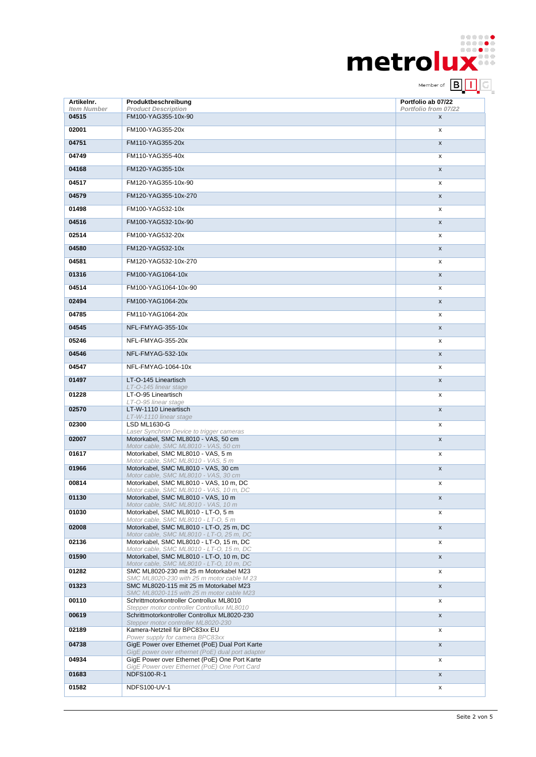| Artikelnr. *Item Number* | Produktbeschreibung *Product Description* | Portfolio ab 07/22 *Portfolio from 07/22* |
|---|---|---|
| **04515** | FM100-YAG355-10x-90 | x |
| **02001** | FM100-YAG355-20x | x |
| **04751** | FM110-YAG355-20x | x |
| **04749** | FM110-YAG355-40x | x |
| **04168** | FM120-YAG355-10x | x |
| **04517** | FM120-YAG355-10x-90 | x |
| **04579** | FM120-YAG355-10x-270 | x |
| **01498** | FM100-YAG532-10x | x |
| **04516** | FM100-YAG532-10x-90 | x |
| **02514** | FM100-YAG532-20x | x |
| **04580** | FM120-YAG532-10x | x |
| **04581** | FM120-YAG532-10x-270 | x |
| **01316** | FM100-YAG1064-10x | x |
| **04514** | FM100-YAG1064-10x-90 | x |
| **02494** | FM100-YAG1064-20x | x |
| **04785** | FM110-YAG1064-20x | x |
| **04545** | NFL-FMYAG-355-10x | x |
| **05246** | NFL-FMYAG-355-20x | x |
| **04546** | NFL-FMYAG-532-10x | x |
| **04547** | NFL-FMYAG-1064-10x | x |
| **01497** | LT-O-145 Lineartisch *LT-O-145 linear stage* | x |
| **01228** | LT-O-95 Lineartisch *LT-O-95 linear stage* | x |
| **02570** | LT-W-1110 Lineartisch *LT-W-1110 linear stage* | x |
| **02300** | LSD ML1630-G *Laser Synchron Device to trigger cameras* | x |
| **02007** | Motorkabel, SMC ML8010 - VAS, 50 cm *Motor cable, SMC ML8010 - VAS, 50 cm* | x |
| **01617** | Motorkabel, SMC ML8010 - VAS, 5 m *Motor cable, SMC ML8010 - VAS, 5 m* | x |
| **01966** | Motorkabel, SMC ML8010 - VAS, 30 cm *Motor cable, SMC ML8010 - VAS, 30 cm* | x |
| **00814** | Motorkabel, SMC ML8010 - VAS, 10 m, DC *Motor cable, SMC ML8010 - VAS, 10 m, DC* | x |
| **01130** | Motorkabel, SMC ML8010 - VAS, 10 m *Motor cable, SMC ML8010 - VAS, 10 m* | x |
| **01030** | Motorkabel, SMC ML8010 - LT-O, 5 m *Motor cable, SMC ML8010 - LT-O, 5 m* | x |
| **02008** | Motorkabel, SMC ML8010 - LT-O, 25 m, DC *Motor cable, SMC ML8010 - LT-O, 25 m, DC* | x |
| **02136** | Motorkabel, SMC ML8010 - LT-O, 15 m, DC *Motor cable, SMC ML8010 - LT-O, 15 m, DC* | x |
| **01590** | Motorkabel, SMC ML8010 - LT-O, 10 m, DC *Motor cable, SMC ML8010 - LT-O, 10 m, DC* | x |
| **01282** | SMC ML8020-230 mit 25 m Motorkabel M23 *SMC ML8020-230 with 25 m motor cable M 23* | x |
| **01323** | SMC ML8020-115 mit 25 m Motorkabel M23 *SMC ML8020-115 with 25 m motor cable M23* | x |
| **00110** | Schrittmotorkontroller Controllux ML8010 *Stepper motor controller Controllux ML8010* | x |
| **00619** | Schrittmotorkontroller Controllux ML8020-230 *Stepper motor controller ML8020-230* | x |
| **02189** | Kamera-Netzteil für BPC83xx EU *Power supply for camera BPC83xx* | x |
| **04738** | GigE Power over Ethernet (PoE) Dual Port Karte *GigE power over ethernet (PoE) dual port adapter* | x |
| **04934** | GigE Power over Ethernet (PoE) One Port Karte *GigE Power over Ethernet (PoE) One Port Card* | x |
| **01683** | NDFS100-R-1 | x |
| **01582** | NDFS100-UV-1 | x |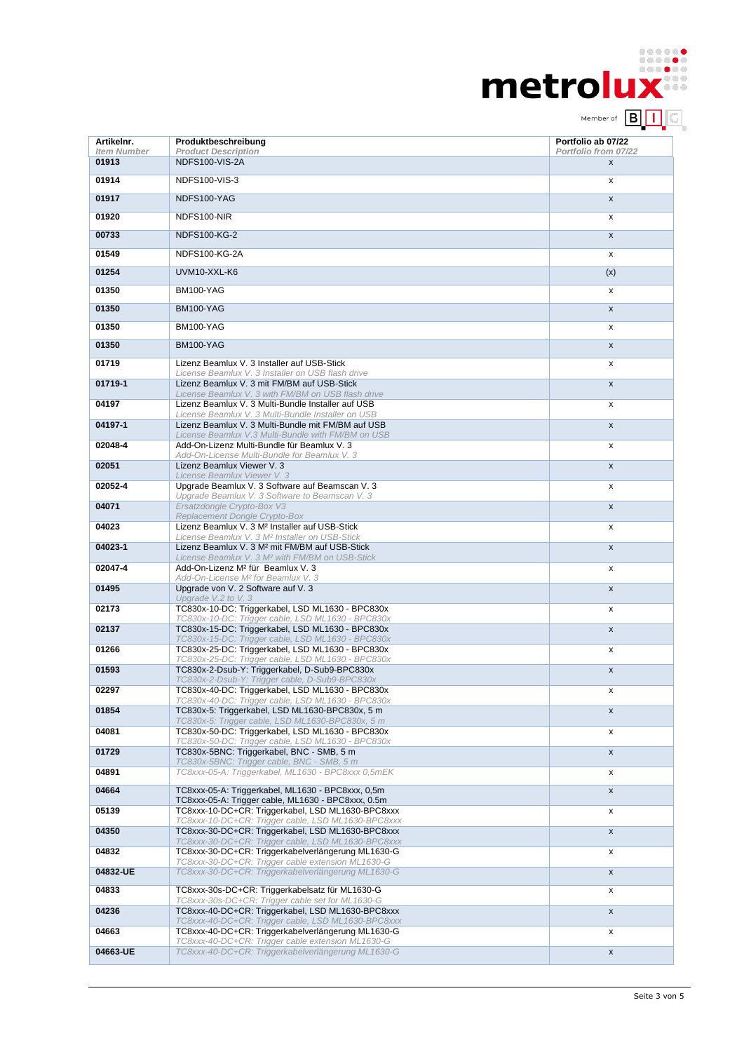| **Artikelnr.** *Item Number* | **Produktbeschreibung** *Product Description* | **Portfolio ab 07/22** *Portfolio from 07/22* |
|---|---|---|
| **01913** | NDFS100-VIS-2A | x |
| **01914** | NDFS100-VIS-3 | x |
| **01917** | NDFS100-YAG | x |
| **01920** | NDFS100-NIR | x |
| **00733** | NDFS100-KG-2 | x |
| **01549** | NDFS100-KG-2A | x |
| **01254** | UVM10-XXL-K6 | (x) |
| **01350** | BM100-YAG | x |
| **01350** | BM100-YAG | x |
| **01350** | BM100-YAG | x |
| **01350** | BM100-YAG | x |
| **01719** | Lizenz Beamlux V. 3 Installer auf USB-Stick *License Beamlux V. 3 Installer on USB flash drive* | x |
| **01719-1** | Lizenz Beamlux V. 3 mit FM/BM auf USB-Stick *License Beamlux V. 3 with FM/BM on USB flash drive* | x |
| **04197** | Lizenz Beamlux V. 3 Multi-Bundle Installer auf USB *License Beamlux V. 3 Multi-Bundle Installer on USB* | x |
| **04197-1** | Lizenz Beamlux V. 3 Multi-Bundle mit FM/BM auf USB *License Beamlux V.3 Multi-Bundle with FM/BM on USB* | x |
| **02048-4** | Add-On-Lizenz Multi-Bundle für Beamlux V. 3 *Add-On-License Multi-Bundle for Beamlux V. 3* | x |
| **02051** | Lizenz Beamlux Viewer V. 3 *License Beamlux Viewer V. 3* | x |
| **02052-4** | Upgrade Beamlux V. 3 Software auf Beamscan V. 3 *Upgrade Beamlux V. 3 Software to Beamscan V. 3* | x |
| **04071** | *Ersatzdongle Crypto-Box V3* *Replacement Dongle Crypto-Box* | x |
| **04023** | Lizenz Beamlux V. 3 M² Installer auf USB-Stick *License Beamlux V. 3 M² Installer on USB-Stick* | x |
| **04023-1** | Lizenz Beamlux V. 3 M² mit FM/BM auf USB-Stick *License Beamlux V. 3 M² with FM/BM on USB-Stick* | x |
| **02047-4** | Add-On-Lizenz M² für Beamlux V. 3 *Add-On-License M² for Beamlux V. 3* | x |
| **01495** | Upgrade von V. 2 Software auf V. 3 *Upgrade V.2 to V. 3* | x |
| **02173** | TC830x-10-DC: Triggerkabel, LSD ML1630 - BPC830x *TC830x-10-DC: Trigger cable, LSD ML1630 - BPC830x* | x |
| **02137** | TC830x-15-DC: Triggerkabel, LSD ML1630 - BPC830x *TC830x-15-DC: Trigger cable, LSD ML1630 - BPC830x* | x |
| **01266** | TC830x-25-DC: Triggerkabel, LSD ML1630 - BPC830x *TC830x-25-DC: Trigger cable, LSD ML1630 - BPC830x* | x |
| **01593** | TC830x-2-Dsub-Y: Triggerkabel, D-Sub9-BPC830x *TC830x-2-Dsub-Y: Trigger cable, D-Sub9-BPC830x* | x |
| **02297** | TC830x-40-DC: Triggerkabel, LSD ML1630 - BPC830x *TC830x-40-DC: Trigger cable, LSD ML1630 - BPC830x* | x |
| **01854** | TC830x-5: Triggerkabel, LSD ML1630-BPC830x, 5 m *TC830x-5: Trigger cable, LSD ML1630-BPC830x, 5 m* | x |
| **04081** | TC830x-50-DC: Triggerkabel, LSD ML1630 - BPC830x *TC830x-50-DC: Trigger cable, LSD ML1630 - BPC830x* | x |
| **01729** | TC830x-5BNC: Triggerkabel, BNC - SMB, 5 m *TC830x-5BNC: Trigger cable, BNC - SMB, 5 m* | x |
| **04891** | *TC8xxx-05-A: Triggerkabel, ML1630 - BPC8xxx 0,5mEK* | x |
| **04664** | TC8xxx-05-A: Triggerkabel, ML1630 - BPC8xxx, 0,5m TC8xxx-05-A: Trigger cable, ML1630 - BPC8xxx, 0.5m | x |
| **05139** | TC8xxx-10-DC+CR: Triggerkabel, LSD ML1630-BPC8xxx *TC8xxx-10-DC+CR: Trigger cable, LSD ML1630-BPC8xxx* | x |
| **04350** | TC8xxx-30-DC+CR: Triggerkabel, LSD ML1630-BPC8xxx *TC8xxx-30-DC+CR: Trigger cable, LSD ML1630-BPC8xxx* | x |
| **04832** | TC8xxx-30-DC+CR: Triggerkabelverlängerung ML1630-G *TC8xxx-30-DC+CR: Trigger cable extension ML1630-G* | x |
| **04832-UE** | *TC8xxx-30-DC+CR: Triggerkabelverlängerung ML1630-G* | x |
| **04833** | TC8xxx-30s-DC+CR: Triggerkabelsatz für ML1630-G *TC8xxx-30s-DC+CR: Trigger cable set for ML1630-G* | x |
| **04236** | TC8xxx-40-DC+CR: Triggerkabel, LSD ML1630-BPC8xxx *TC8xxx-40-DC+CR: Trigger cable, LSD ML1630-BPC8xxx* | x |
| **04663** | TC8xxx-40-DC+CR: Triggerkabelverlängerung ML1630-G *TC8xxx-40-DC+CR: Trigger cable extension ML1630-G* | x |
| **04663-UE** | *TC8xxx-40-DC+CR: Triggerkabelverlängerung ML1630-G* | x |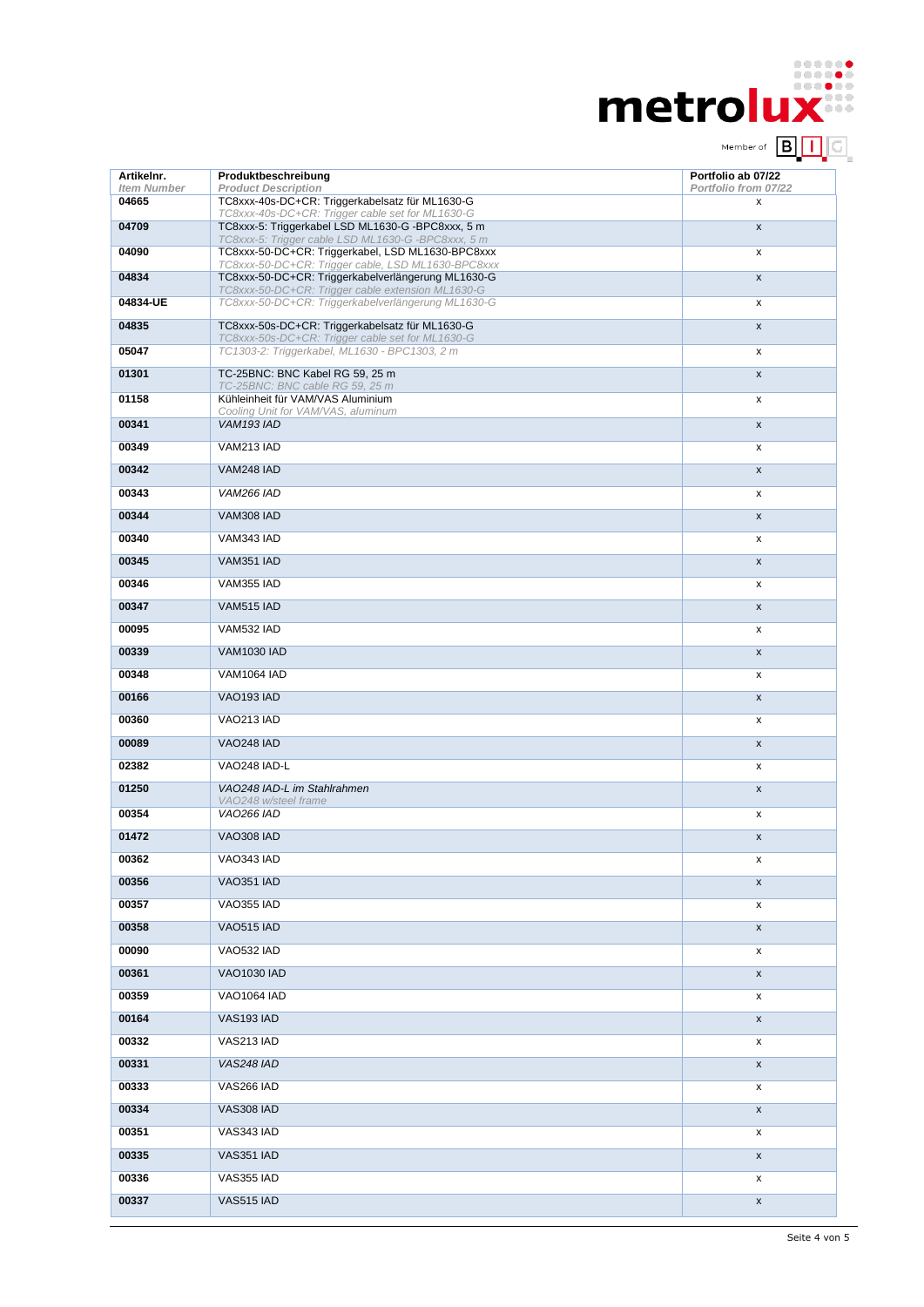| Artikelnr.<br>*Item Number* | Produktbeschreibung<br>*Product Description* | Portfolio ab 07/22<br>*Portfolio from 07/22* |
|---|---|---|
| 04665 | TC8xxx-40s-DC+CR: Triggerkabelsatz für ML1630-G<br>*TC8xxx-40s-DC+CR: Trigger cable set for ML1630-G* | x |
| 04709 | TC8xxx-5: Triggerkabel LSD ML1630-G -BPC8xxx, 5 m<br>*TC8xxx-5: Trigger cable LSD ML1630-G -BPC8xxx, 5 m* | x |
| 04090 | TC8xxx-50-DC+CR: Triggerkabel, LSD ML1630-BPC8xxx<br>*TC8xxx-50-DC+CR: Trigger cable, LSD ML1630-BPC8xxx* | x |
| 04834 | TC8xxx-50-DC+CR: Triggerkabelverlängerung ML1630-G<br>*TC8xxx-50-DC+CR: Trigger cable extension ML1630-G* | x |
| 04834-UE | *TC8xxx-50-DC+CR: Triggerkabelverlängerung ML1630-G* | x |
| 04835 | TC8xxx-50s-DC+CR: Triggerkabelsatz für ML1630-G<br>*TC8xxx-50s-DC+CR: Trigger cable set for ML1630-G* | x |
| 05047 | *TC1303-2: Triggerkabel, ML1630 - BPC1303, 2 m* | x |
| 01301 | TC-25BNC: BNC Kabel RG 59, 25 m<br>*TC-25BNC: BNC cable RG 59, 25 m* | x |
| 01158 | Kühleinheit für VAM/VAS Aluminium<br>*Cooling Unit for VAM/VAS, aluminum* | x |
| 00341 | *VAM193 IAD* | x |
| 00349 | VAM213 IAD | x |
| 00342 | VAM248 IAD | x |
| 00343 | *VAM266 IAD* | x |
| 00344 | VAM308 IAD | x |
| 00340 | VAM343 IAD | x |
| 00345 | VAM351 IAD | x |
| 00346 | VAM355 IAD | x |
| 00347 | VAM515 IAD | x |
| 00095 | VAM532 IAD | x |
| 00339 | VAM1030 IAD | x |
| 00348 | VAM1064 IAD | x |
| 00166 | VAO193 IAD | x |
| 00360 | VAO213 IAD | x |
| 00089 | VAO248 IAD | x |
| 02382 | VAO248 IAD-L | x |
| 01250 | *VAO248 IAD-L im Stahlrahmen*<br>*VAO248 w/steel frame* | x |
| 00354 | *VAO266 IAD* | x |
| 01472 | VAO308 IAD | x |
| 00362 | VAO343 IAD | x |
| 00356 | VAO351 IAD | x |
| 00357 | VAO355 IAD | x |
| 00358 | VAO515 IAD | x |
| 00090 | VAO532 IAD | x |
| 00361 | VAO1030 IAD | x |
| 00359 | VAO1064 IAD | x |
| 00164 | VAS193 IAD | x |
| 00332 | VAS213 IAD | x |
| 00331 | *VAS248 IAD* | x |
| 00333 | VAS266 IAD | x |
| 00334 | VAS308 IAD | x |
| 00351 | VAS343 IAD | x |
| 00335 | VAS351 IAD | x |
| 00336 | VAS355 IAD | x |
| 00337 | VAS515 IAD | x |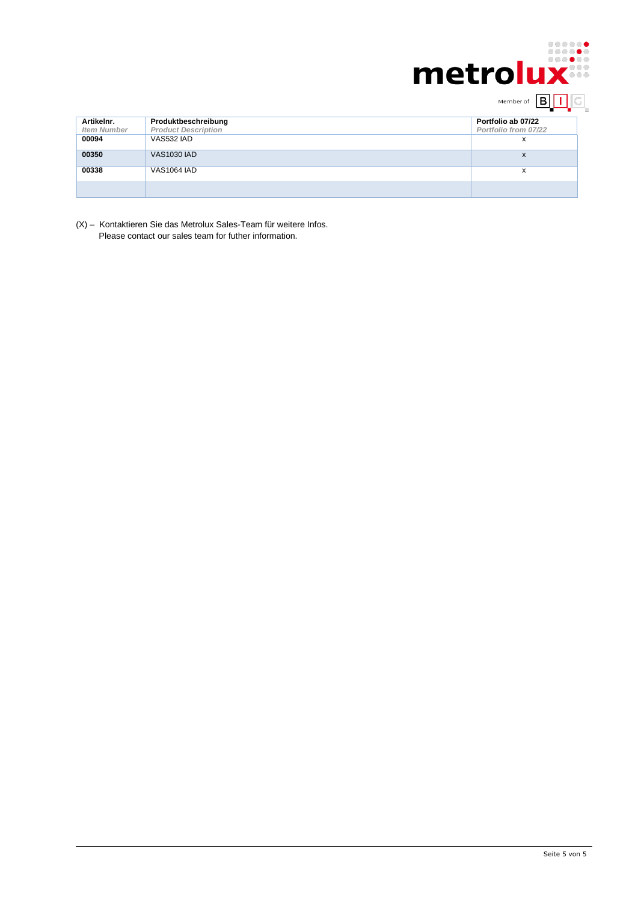| **Artikelnr.** *Item Number* | **Produktbeschreibung** *Product Description* | **Portfolio ab 07/22** *Portfolio from 07/22* |
|---|---|---|
| **00094** | VAS532 IAD | x |
| **00350** | VAS1030 IAD | x |
| **00338** | VAS1064 IAD | x |
| | | |

(X) – Kontaktieren Sie das Metrolux Sales-Team für weitere Infos.
Please contact our sales team for futher information.